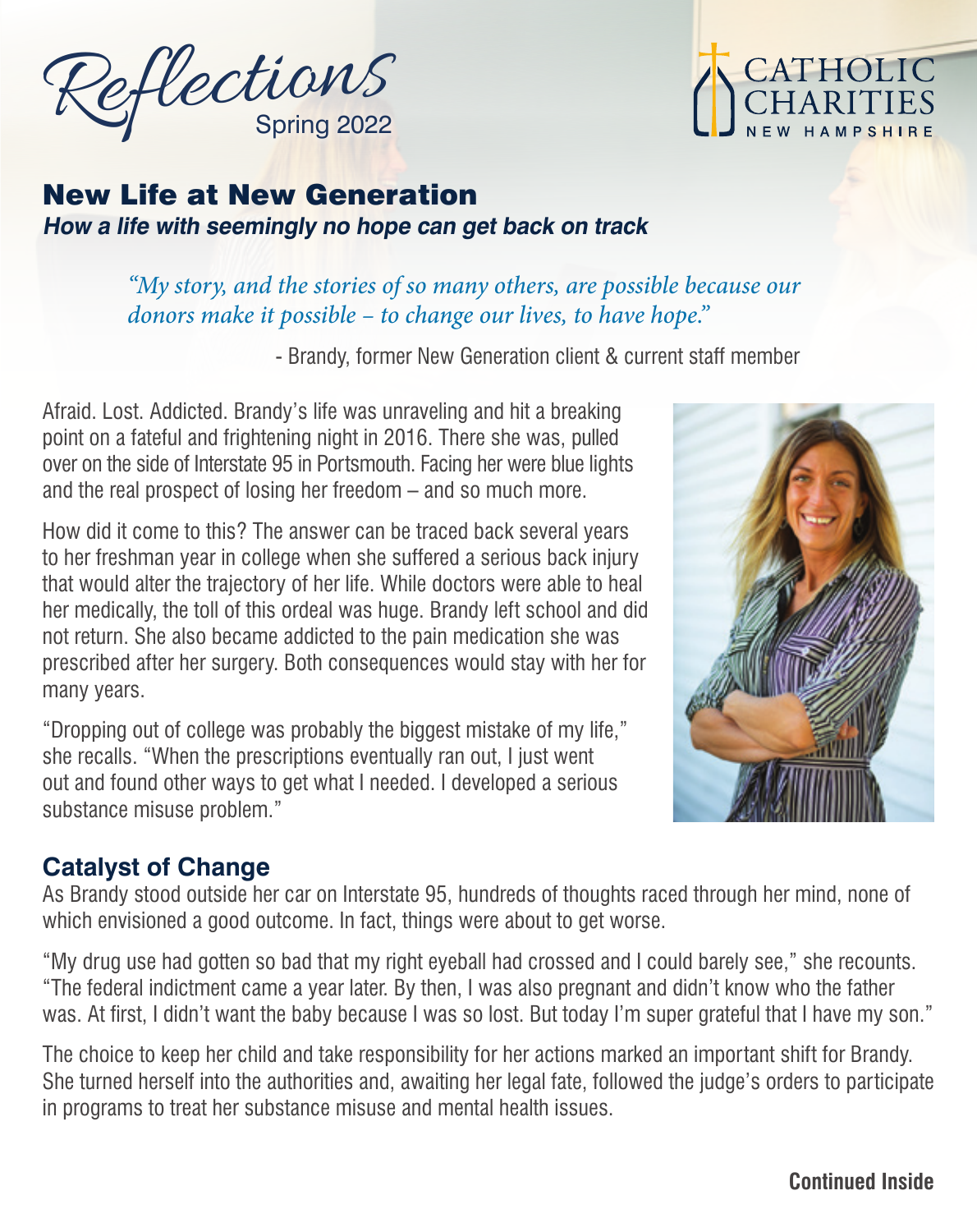# Reflections

Spring 2022

CATHOLIC CHARITIES NEW HAMPSHIRE

## New Life at New Generation

***How a life with seemingly no hope can get back on track***

> *"My story, and the stories of so many others, are possible because our donors make it possible – to change our lives, to have hope."*
>
> \- Brandy, former New Generation client & current staff member

Afraid. Lost. Addicted. Brandy's life was unraveling and hit a breaking point on a fateful and frightening night in 2016. There she was, pulled over on the side of Interstate 95 in Portsmouth. Facing her were blue lights and the real prospect of losing her freedom – and so much more.

How did it come to this? The answer can be traced back several years to her freshman year in college when she suffered a serious back injury that would alter the trajectory of her life. While doctors were able to heal her medically, the toll of this ordeal was huge. Brandy left school and did not return. She also became addicted to the pain medication she was prescribed after her surgery. Both consequences would stay with her for many years.

"Dropping out of college was probably the biggest mistake of my life," she recalls. "When the prescriptions eventually ran out, I just went out and found other ways to get what I needed. I developed a serious substance misuse problem."

### Catalyst of Change

As Brandy stood outside her car on Interstate 95, hundreds of thoughts raced through her mind, none of which envisioned a good outcome. In fact, things were about to get worse.

"My drug use had gotten so bad that my right eyeball had crossed and I could barely see," she recounts. "The federal indictment came a year later. By then, I was also pregnant and didn't know who the father was. At first, I didn't want the baby because I was so lost. But today I'm super grateful that I have my son."

The choice to keep her child and take responsibility for her actions marked an important shift for Brandy. She turned herself into the authorities and, awaiting her legal fate, followed the judge's orders to participate in programs to treat her substance misuse and mental health issues.

**Continued Inside**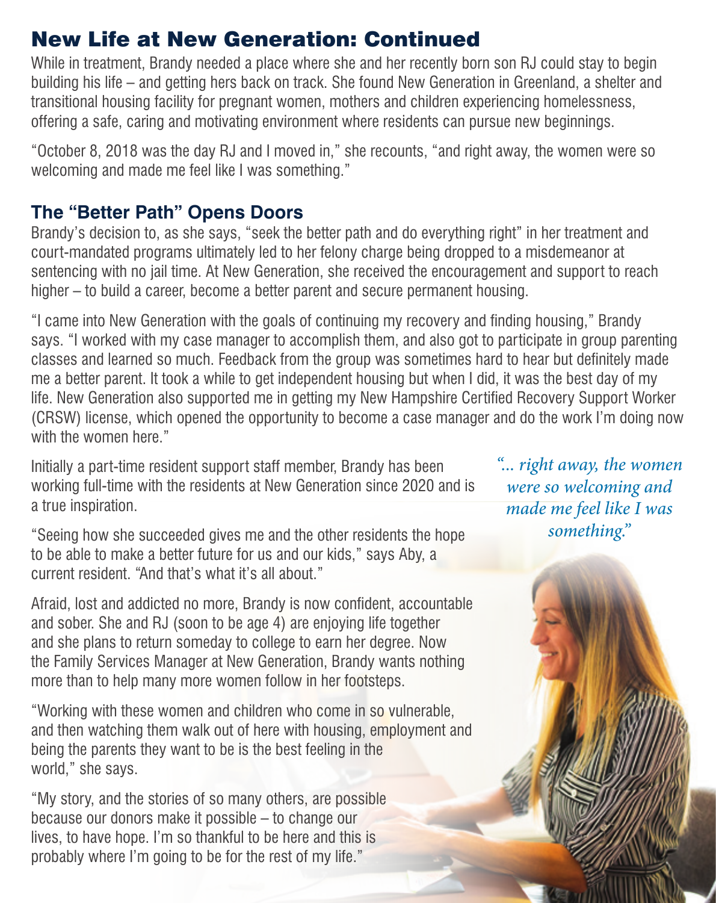# New Life at New Generation: Continued

While in treatment, Brandy needed a place where she and her recently born son RJ could stay to begin building his life – and getting hers back on track. She found New Generation in Greenland, a shelter and transitional housing facility for pregnant women, mothers and children experiencing homelessness, offering a safe, caring and motivating environment where residents can pursue new beginnings.

"October 8, 2018 was the day RJ and I moved in," she recounts, "and right away, the women were so welcoming and made me feel like I was something."

## The "Better Path" Opens Doors

Brandy's decision to, as she says, "seek the better path and do everything right" in her treatment and court-mandated programs ultimately led to her felony charge being dropped to a misdemeanor at sentencing with no jail time. At New Generation, she received the encouragement and support to reach higher – to build a career, become a better parent and secure permanent housing.

"I came into New Generation with the goals of continuing my recovery and finding housing," Brandy says. "I worked with my case manager to accomplish them, and also got to participate in group parenting classes and learned so much. Feedback from the group was sometimes hard to hear but definitely made me a better parent. It took a while to get independent housing but when I did, it was the best day of my life. New Generation also supported me in getting my New Hampshire Certified Recovery Support Worker (CRSW) license, which opened the opportunity to become a case manager and do the work I'm doing now with the women here."

Initially a part-time resident support staff member, Brandy has been working full-time with the residents at New Generation since 2020 and is a true inspiration.

*"... right away, the women were so welcoming and made me feel like I was something."*

"Seeing how she succeeded gives me and the other residents the hope to be able to make a better future for us and our kids," says Aby, a current resident. "And that's what it's all about."

Afraid, lost and addicted no more, Brandy is now confident, accountable and sober. She and RJ (soon to be age 4) are enjoying life together and she plans to return someday to college to earn her degree. Now the Family Services Manager at New Generation, Brandy wants nothing more than to help many more women follow in her footsteps.

"Working with these women and children who come in so vulnerable, and then watching them walk out of here with housing, employment and being the parents they want to be is the best feeling in the world," she says.

"My story, and the stories of so many others, are possible because our donors make it possible – to change our lives, to have hope. I'm so thankful to be here and this is probably where I'm going to be for the rest of my life."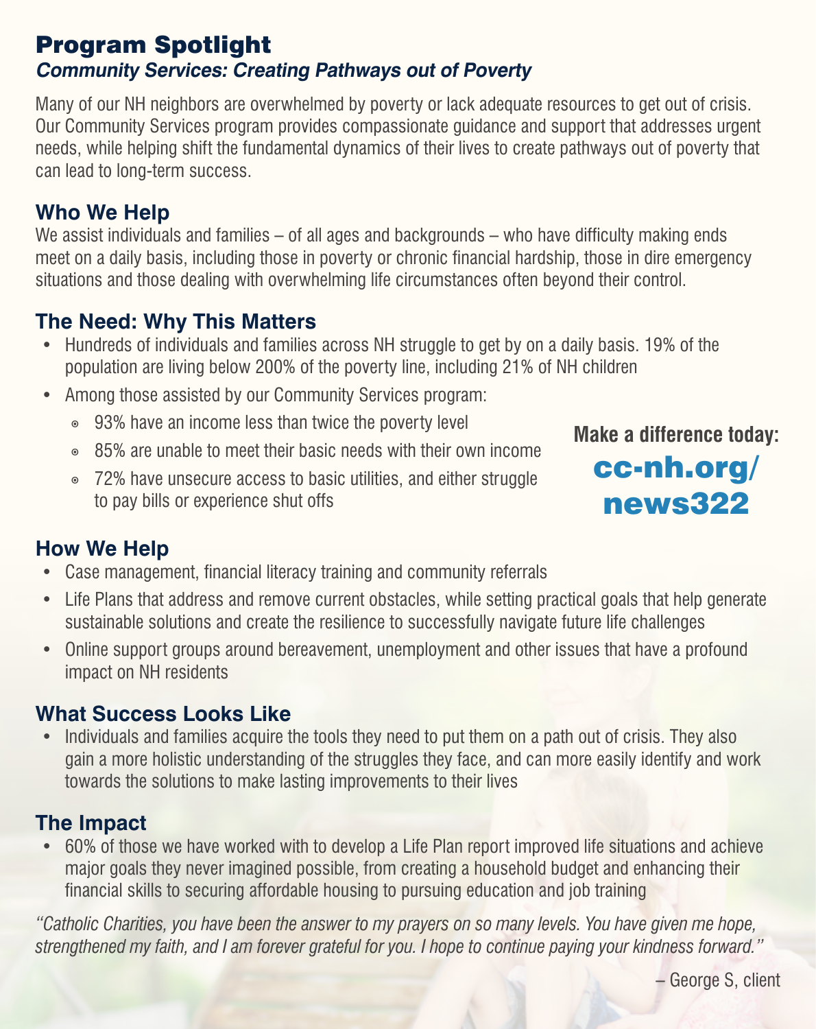# Program Spotlight

***Community Services: Creating Pathways out of Poverty***

Many of our NH neighbors are overwhelmed by poverty or lack adequate resources to get out of crisis. Our Community Services program provides compassionate guidance and support that addresses urgent needs, while helping shift the fundamental dynamics of their lives to create pathways out of poverty that can lead to long-term success.

## Who We Help

We assist individuals and families – of all ages and backgrounds – who have difficulty making ends meet on a daily basis, including those in poverty or chronic financial hardship, those in dire emergency situations and those dealing with overwhelming life circumstances often beyond their control.

## The Need: Why This Matters

- Hundreds of individuals and families across NH struggle to get by on a daily basis. 19% of the population are living below 200% of the poverty line, including 21% of NH children
- Among those assisted by our Community Services program:
  - 93% have an income less than twice the poverty level
  - 85% are unable to meet their basic needs with their own income
  - 72% have unsecure access to basic utilities, and either struggle to pay bills or experience shut offs

**Make a difference today:**

**cc-nh.org/news322**

## How We Help

- Case management, financial literacy training and community referrals
- Life Plans that address and remove current obstacles, while setting practical goals that help generate sustainable solutions and create the resilience to successfully navigate future life challenges
- Online support groups around bereavement, unemployment and other issues that have a profound impact on NH residents

## What Success Looks Like

- Individuals and families acquire the tools they need to put them on a path out of crisis. They also gain a more holistic understanding of the struggles they face, and can more easily identify and work towards the solutions to make lasting improvements to their lives

## The Impact

- 60% of those we have worked with to develop a Life Plan report improved life situations and achieve major goals they never imagined possible, from creating a household budget and enhancing their financial skills to securing affordable housing to pursuing education and job training

*"Catholic Charities, you have been the answer to my prayers on so many levels. You have given me hope, strengthened my faith, and I am forever grateful for you. I hope to continue paying your kindness forward."*

– George S, client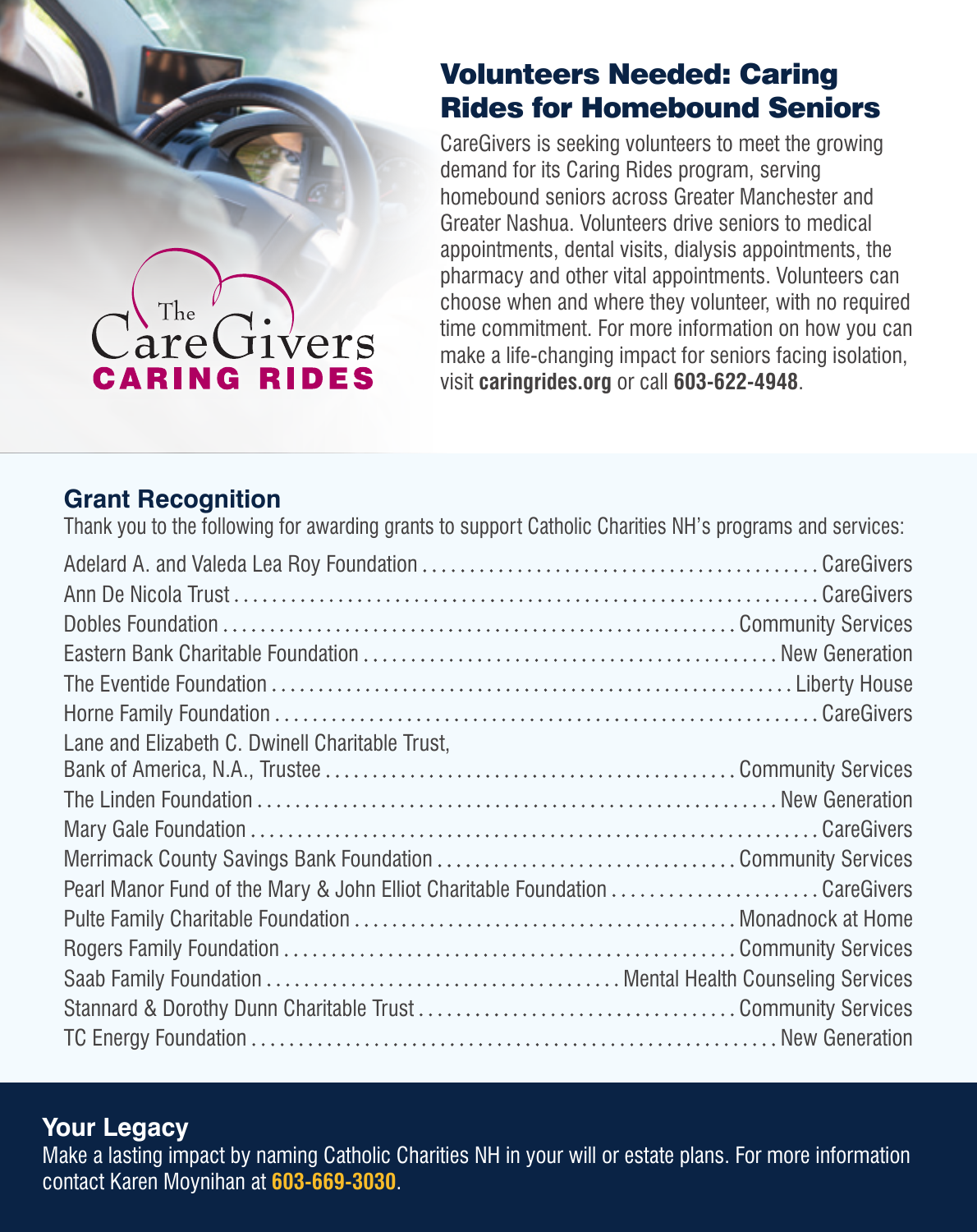The CareGivers
**CARING RIDES**

## Volunteers Needed: Caring Rides for Homebound Seniors

CareGivers is seeking volunteers to meet the growing demand for its Caring Rides program, serving homebound seniors across Greater Manchester and Greater Nashua. Volunteers drive seniors to medical appointments, dental visits, dialysis appointments, the pharmacy and other vital appointments. Volunteers can choose when and where they volunteer, with no required time commitment. For more information on how you can make a life-changing impact for seniors facing isolation, visit **caringrides.org** or call **603-622-4948**.

## Grant Recognition

Thank you to the following for awarding grants to support Catholic Charities NH's programs and services:

| Grantor | Program |
|---|---|
| Adelard A. and Valeda Lea Roy Foundation | CareGivers |
| Ann De Nicola Trust | CareGivers |
| Dobles Foundation | Community Services |
| Eastern Bank Charitable Foundation | New Generation |
| The Eventide Foundation | Liberty House |
| Horne Family Foundation | CareGivers |
| Lane and Elizabeth C. Dwinell Charitable Trust, Bank of America, N.A., Trustee | Community Services |
| The Linden Foundation | New Generation |
| Mary Gale Foundation | CareGivers |
| Merrimack County Savings Bank Foundation | Community Services |
| Pearl Manor Fund of the Mary & John Elliot Charitable Foundation | CareGivers |
| Pulte Family Charitable Foundation | Monadnock at Home |
| Rogers Family Foundation | Community Services |
| Saab Family Foundation | Mental Health Counseling Services |
| Stannard & Dorothy Dunn Charitable Trust | Community Services |
| TC Energy Foundation | New Generation |

## Your Legacy

Make a lasting impact by naming Catholic Charities NH in your will or estate plans. For more information contact Karen Moynihan at **603-669-3030**.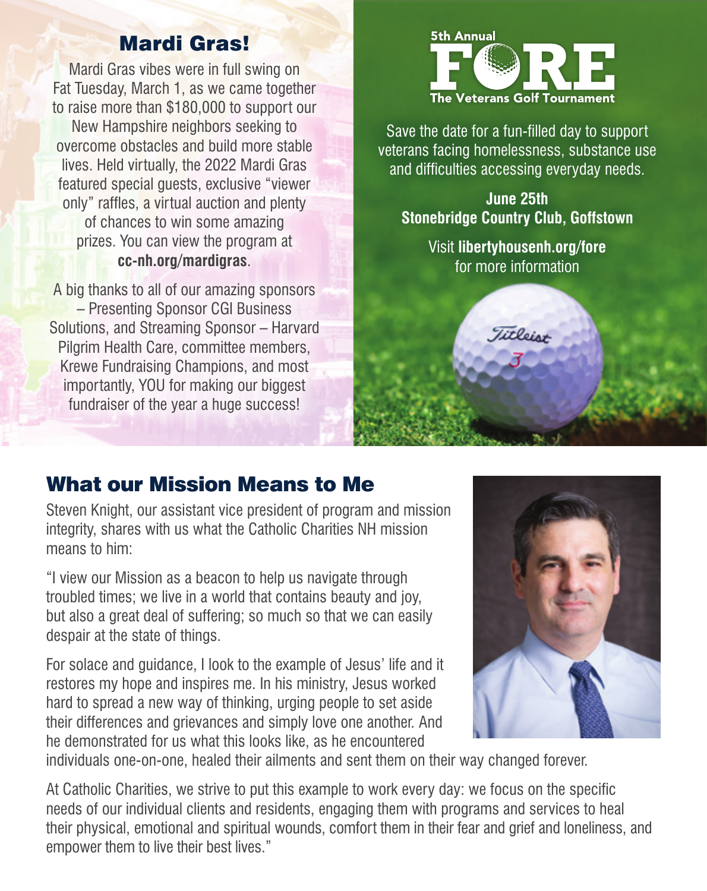## Mardi Gras!

Mardi Gras vibes were in full swing on Fat Tuesday, March 1, as we came together to raise more than $180,000 to support our New Hampshire neighbors seeking to overcome obstacles and build more stable lives. Held virtually, the 2022 Mardi Gras featured special guests, exclusive "viewer only" raffles, a virtual auction and plenty of chances to win some amazing prizes. You can view the program at **cc-nh.org/mardigras**.

A big thanks to all of our amazing sponsors – Presenting Sponsor CGI Business Solutions, and Streaming Sponsor – Harvard Pilgrim Health Care, committee members, Krewe Fundraising Champions, and most importantly, YOU for making our biggest fundraiser of the year a huge success!

## 5th Annual FORE

### The Veterans Golf Tournament

Save the date for a fun-filled day to support veterans facing homelessness, substance use and difficulties accessing everyday needs.

**June 25th**
**Stonebridge Country Club, Goffstown**

Visit **libertyhousenh.org/fore** for more information

## What our Mission Means to Me

Steven Knight, our assistant vice president of program and mission integrity, shares with us what the Catholic Charities NH mission means to him:

"I view our Mission as a beacon to help us navigate through troubled times; we live in a world that contains beauty and joy, but also a great deal of suffering; so much so that we can easily despair at the state of things.

For solace and guidance, I look to the example of Jesus' life and it restores my hope and inspires me. In his ministry, Jesus worked hard to spread a new way of thinking, urging people to set aside their differences and grievances and simply love one another. And he demonstrated for us what this looks like, as he encountered individuals one-on-one, healed their ailments and sent them on their way changed forever.

At Catholic Charities, we strive to put this example to work every day: we focus on the specific needs of our individual clients and residents, engaging them with programs and services to heal their physical, emotional and spiritual wounds, comfort them in their fear and grief and loneliness, and empower them to live their best lives."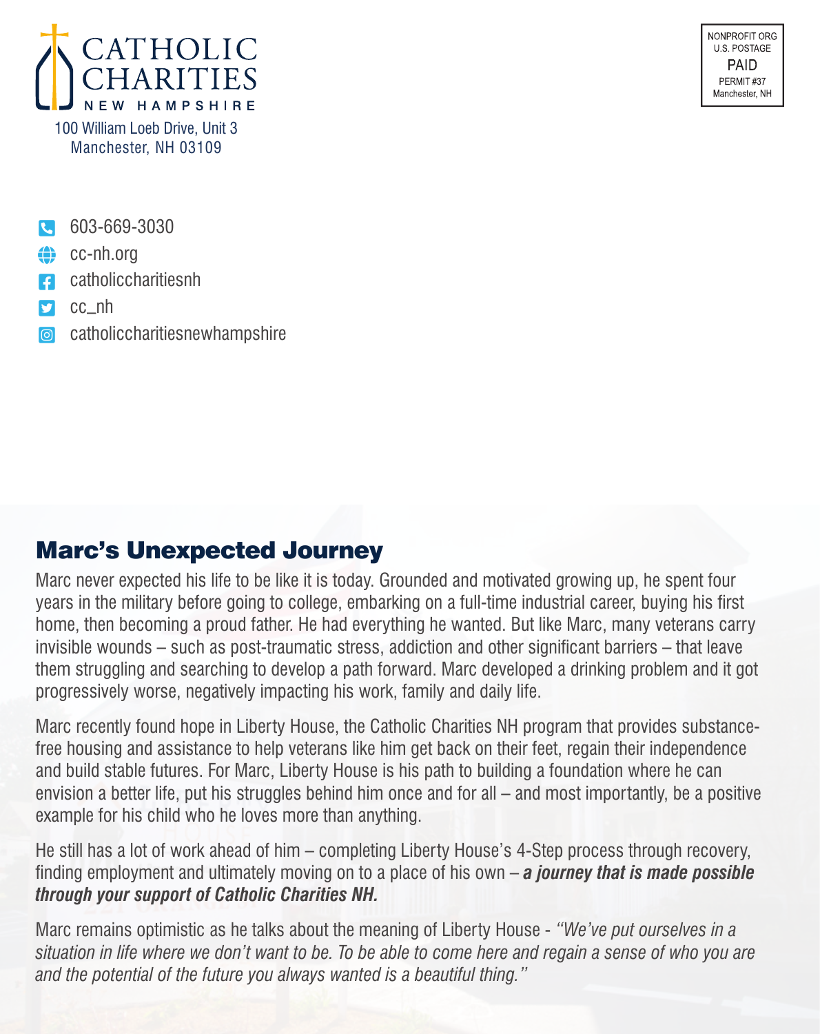CATHOLIC CHARITIES
NEW HAMPSHIRE

100 William Loeb Drive, Unit 3
Manchester, NH 03109

NONPROFIT ORG
U.S. POSTAGE
PAID
PERMIT #37
Manchester, NH

603-669-3030
cc-nh.org
catholiccharitiesnh
cc_nh
catholiccharitiesnewhampshire

## Marc's Unexpected Journey

Marc never expected his life to be like it is today. Grounded and motivated growing up, he spent four years in the military before going to college, embarking on a full-time industrial career, buying his first home, then becoming a proud father. He had everything he wanted. But like Marc, many veterans carry invisible wounds – such as post-traumatic stress, addiction and other significant barriers – that leave them struggling and searching to develop a path forward. Marc developed a drinking problem and it got progressively worse, negatively impacting his work, family and daily life.

Marc recently found hope in Liberty House, the Catholic Charities NH program that provides substance-free housing and assistance to help veterans like him get back on their feet, regain their independence and build stable futures. For Marc, Liberty House is his path to building a foundation where he can envision a better life, put his struggles behind him once and for all – and most importantly, be a positive example for his child who he loves more than anything.

He still has a lot of work ahead of him – completing Liberty House's 4-Step process through recovery, finding employment and ultimately moving on to a place of his own – ***a journey that is made possible through your support of Catholic Charities NH.***

Marc remains optimistic as he talks about the meaning of Liberty House - *"We've put ourselves in a situation in life where we don't want to be. To be able to come here and regain a sense of who you are and the potential of the future you always wanted is a beautiful thing."*